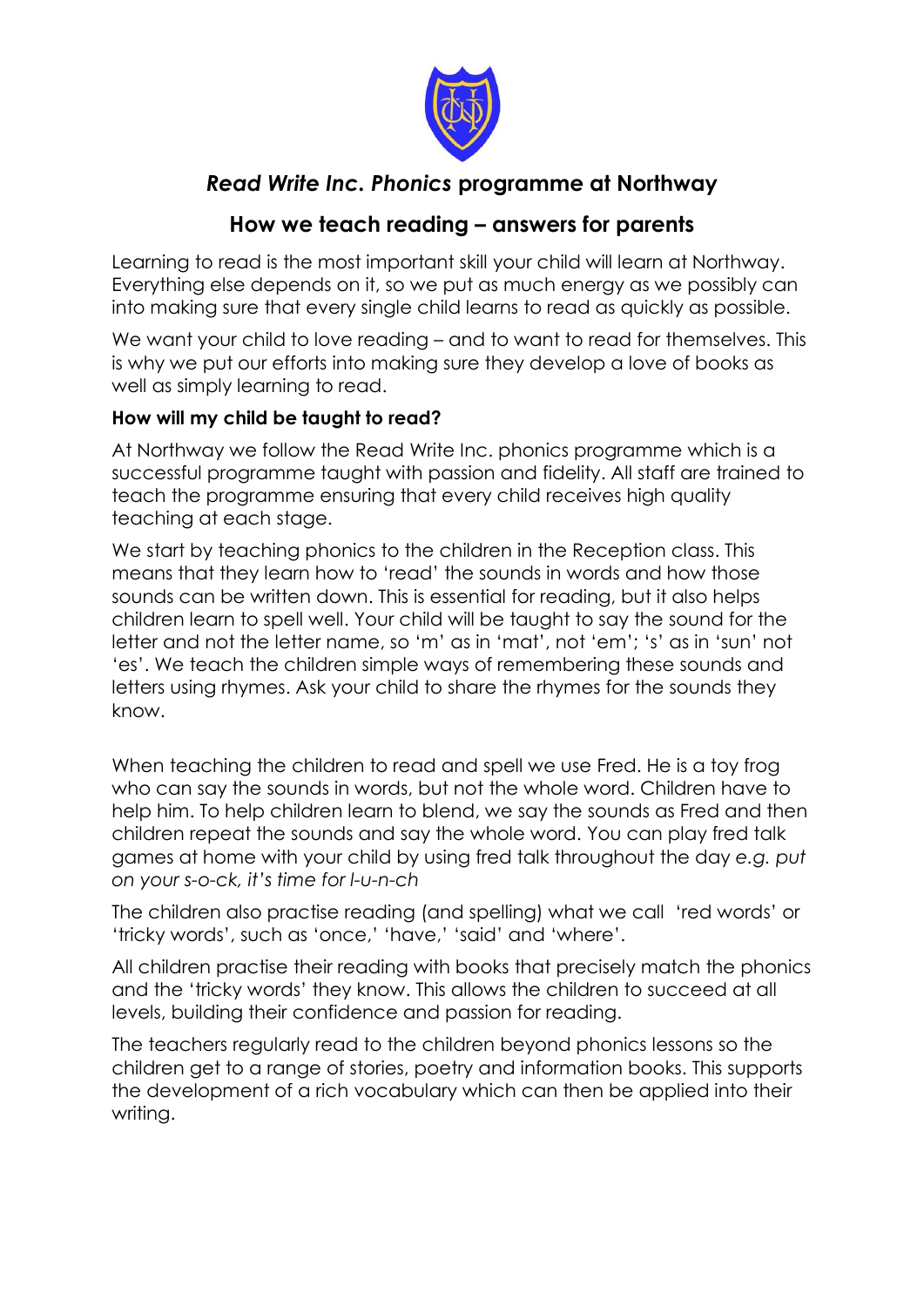# *Read Write Inc. Phonics* programme at Northway

## How we teach reading – answers for parents

Learning to read is the most important skill your child will learn at Northway. Everything else depends on it, so we put as much energy as we possibly can into making sure that every single child learns to read as quickly as possible.

We want your child to love reading – and to want to read for themselves. This is why we put our efforts into making sure they develop a love of books as well as simply learning to read.

**How will my child be taught to read?**

At Northway we follow the Read Write Inc. phonics programme which is a successful programme taught with passion and fidelity. All staff are trained to teach the programme ensuring that every child receives high quality teaching at each stage.

We start by teaching phonics to the children in the Reception class. This means that they learn how to 'read' the sounds in words and how those sounds can be written down. This is essential for reading, but it also helps children learn to spell well. Your child will be taught to say the sound for the letter and not the letter name, so 'm' as in 'mat', not 'em'; 's' as in 'sun' not 'es'. We teach the children simple ways of remembering these sounds and letters using rhymes. Ask your child to share the rhymes for the sounds they know.

When teaching the children to read and spell we use Fred. He is a toy frog who can say the sounds in words, but not the whole word. Children have to help him. To help children learn to blend, we say the sounds as Fred and then children repeat the sounds and say the whole word. You can play fred talk games at home with your child by using fred talk throughout the day *e.g. put on your s-o-ck, it's time for l-u-n-ch*

The children also practise reading (and spelling) what we call 'red words' or 'tricky words', such as 'once,' 'have,' 'said' and 'where'.

All children practise their reading with books that precisely match the phonics and the 'tricky words' they know. This allows the children to succeed at all levels, building their confidence and passion for reading.

The teachers regularly read to the children beyond phonics lessons so the children get to a range of stories, poetry and information books. This supports the development of a rich vocabulary which can then be applied into their writing.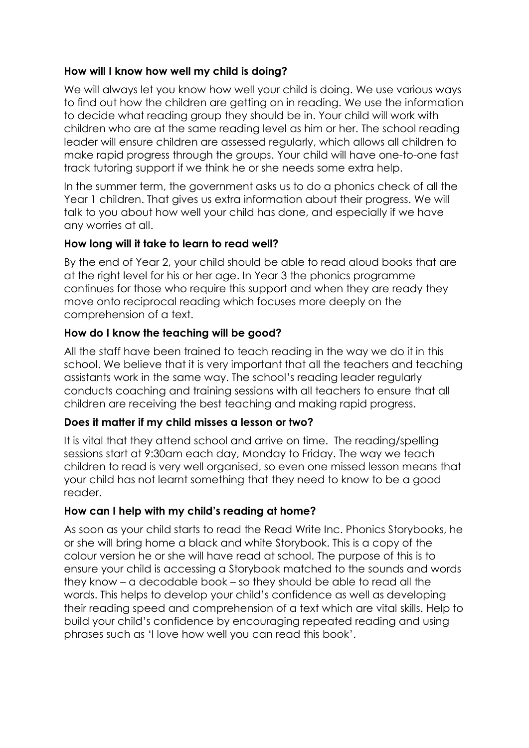**How will I know how well my child is doing?**

We will always let you know how well your child is doing. We use various ways to find out how the children are getting on in reading. We use the information to decide what reading group they should be in. Your child will work with children who are at the same reading level as him or her. The school reading leader will ensure children are assessed regularly, which allows all children to make rapid progress through the groups. Your child will have one-to-one fast track tutoring support if we think he or she needs some extra help.

In the summer term, the government asks us to do a phonics check of all the Year 1 children. That gives us extra information about their progress. We will talk to you about how well your child has done, and especially if we have any worries at all.

**How long will it take to learn to read well?**

By the end of Year 2, your child should be able to read aloud books that are at the right level for his or her age. In Year 3 the phonics programme continues for those who require this support and when they are ready they move onto reciprocal reading which focuses more deeply on the comprehension of a text.

**How do I know the teaching will be good?**

All the staff have been trained to teach reading in the way we do it in this school. We believe that it is very important that all the teachers and teaching assistants work in the same way. The school's reading leader regularly conducts coaching and training sessions with all teachers to ensure that all children are receiving the best teaching and making rapid progress.

**Does it matter if my child misses a lesson or two?**

It is vital that they attend school and arrive on time. The reading/spelling sessions start at 9:30am each day, Monday to Friday. The way we teach children to read is very well organised, so even one missed lesson means that your child has not learnt something that they need to know to be a good reader.

**How can I help with my child's reading at home?**

As soon as your child starts to read the Read Write Inc. Phonics Storybooks, he or she will bring home a black and white Storybook. This is a copy of the colour version he or she will have read at school. The purpose of this is to ensure your child is accessing a Storybook matched to the sounds and words they know – a decodable book – so they should be able to read all the words. This helps to develop your child's confidence as well as developing their reading speed and comprehension of a text which are vital skills. Help to build your child's confidence by encouraging repeated reading and using phrases such as 'I love how well you can read this book'.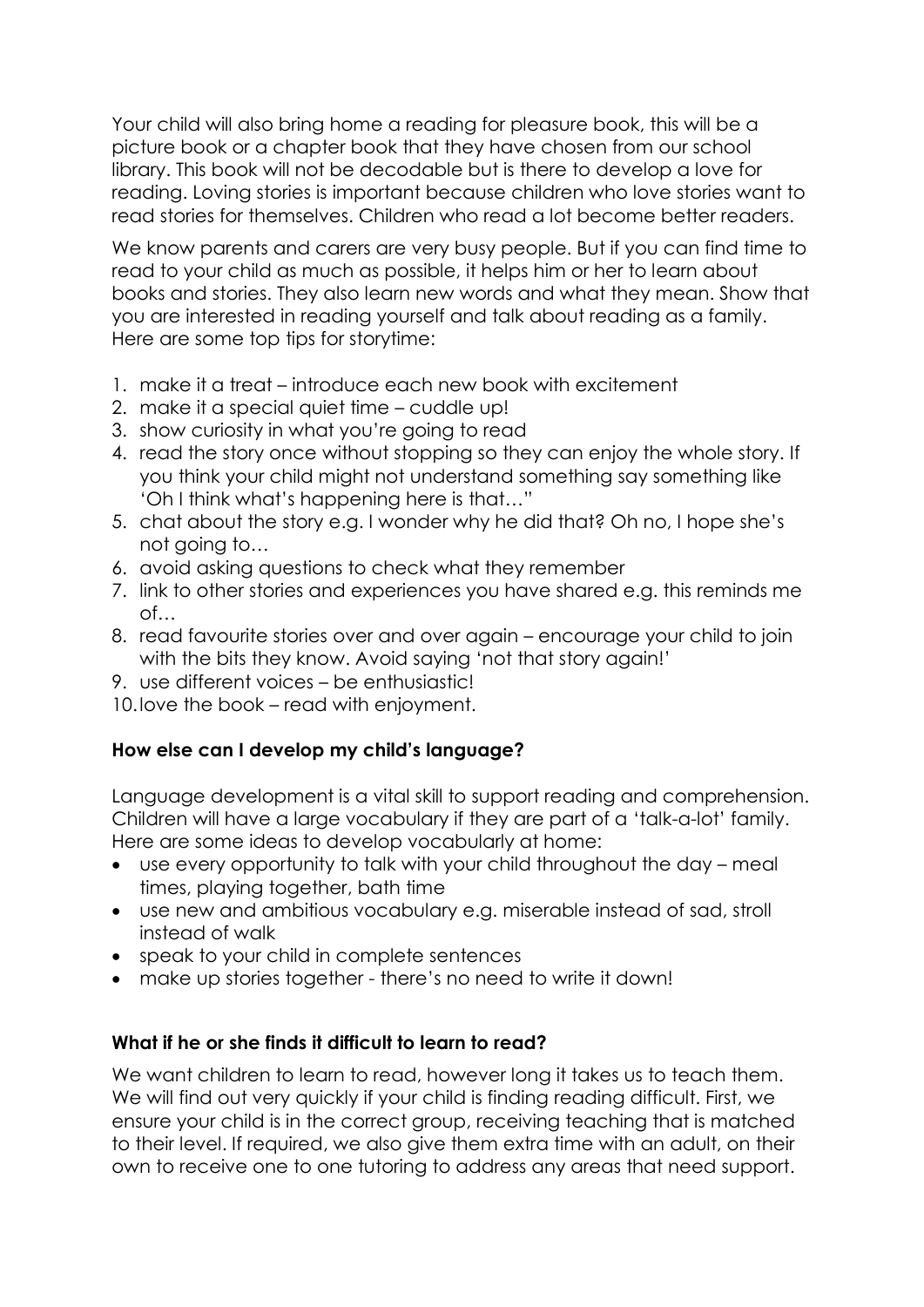Your child will also bring home a reading for pleasure book, this will be a picture book or a chapter book that they have chosen from our school library. This book will not be decodable but is there to develop a love for reading. Loving stories is important because children who love stories want to read stories for themselves. Children who read a lot become better readers.

We know parents and carers are very busy people. But if you can find time to read to your child as much as possible, it helps him or her to learn about books and stories. They also learn new words and what they mean. Show that you are interested in reading yourself and talk about reading as a family. Here are some top tips for storytime:

1. make it a treat – introduce each new book with excitement
2. make it a special quiet time – cuddle up!
3. show curiosity in what you're going to read
4. read the story once without stopping so they can enjoy the whole story. If you think your child might not understand something say something like 'Oh I think what's happening here is that…"
5. chat about the story e.g. I wonder why he did that? Oh no, I hope she's not going to…
6. avoid asking questions to check what they remember
7. link to other stories and experiences you have shared e.g. this reminds me of…
8. read favourite stories over and over again – encourage your child to join with the bits they know. Avoid saying 'not that story again!'
9. use different voices – be enthusiastic!
10. love the book – read with enjoyment.

**How else can I develop my child's language?**

Language development is a vital skill to support reading and comprehension. Children will have a large vocabulary if they are part of a 'talk-a-lot' family. Here are some ideas to develop vocabularly at home:

- use every opportunity to talk with your child throughout the day – meal times, playing together, bath time
- use new and ambitious vocabulary e.g. miserable instead of sad, stroll instead of walk
- speak to your child in complete sentences
- make up stories together - there's no need to write it down!

**What if he or she finds it difficult to learn to read?**

We want children to learn to read, however long it takes us to teach them. We will find out very quickly if your child is finding reading difficult. First, we ensure your child is in the correct group, receiving teaching that is matched to their level. If required, we also give them extra time with an adult, on their own to receive one to one tutoring to address any areas that need support.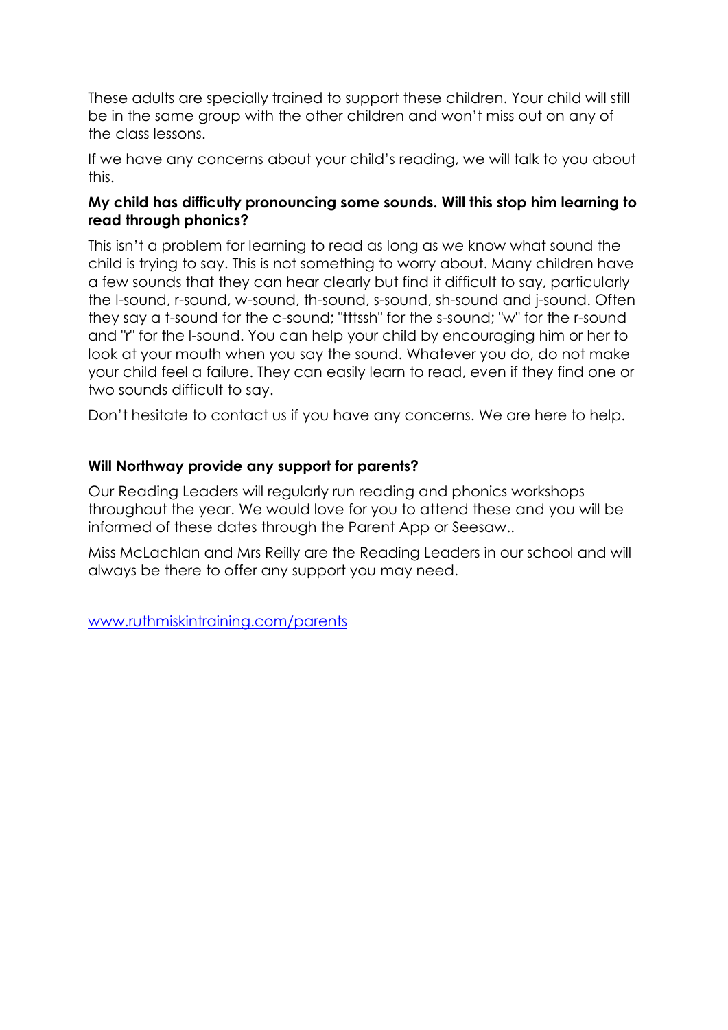These adults are specially trained to support these children. Your child will still be in the same group with the other children and won't miss out on any of the class lessons.

If we have any concerns about your child's reading, we will talk to you about this.

**My child has difficulty pronouncing some sounds. Will this stop him learning to read through phonics?**

This isn't a problem for learning to read as long as we know what sound the child is trying to say. This is not something to worry about. Many children have a few sounds that they can hear clearly but find it difficult to say, particularly the l-sound, r-sound, w-sound, th-sound, s-sound, sh-sound and j-sound. Often they say a t-sound for the c-sound; "tttssh" for the s-sound; "w" for the r-sound and "r" for the l-sound. You can help your child by encouraging him or her to look at your mouth when you say the sound. Whatever you do, do not make your child feel a failure. They can easily learn to read, even if they find one or two sounds difficult to say.

Don't hesitate to contact us if you have any concerns. We are here to help.

**Will Northway provide any support for parents?**

Our Reading Leaders will regularly run reading and phonics workshops throughout the year. We would love for you to attend these and you will be informed of these dates through the Parent App or Seesaw..

Miss McLachlan and Mrs Reilly are the Reading Leaders in our school and will always be there to offer any support you may need.

[www.ruthmiskintraining.com/parents](http://www.ruthmiskintraining.com/parents)